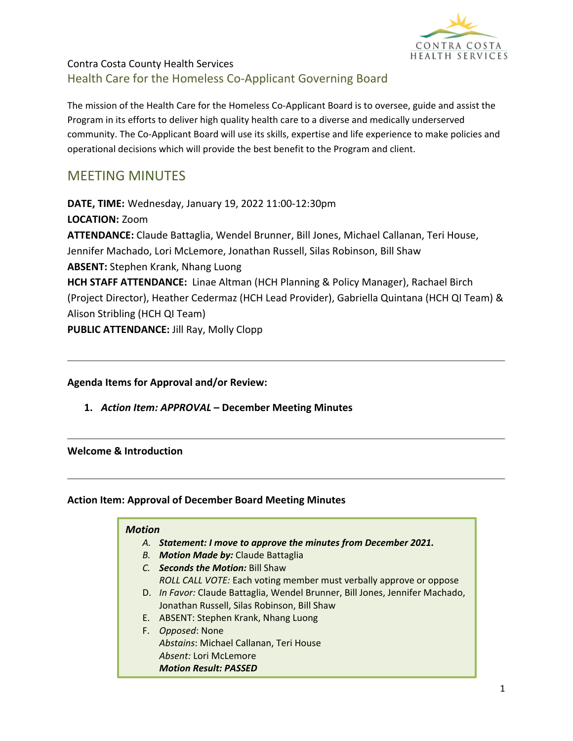Contra Costa County Health Services

## Health Care for the Homeless Co-Applicant Governing Board

The mission of the Health Care for the Homeless Co-Applicant Board is to oversee, guide and assist the Program in its efforts to deliver high quality health care to a diverse and medically underserved community. The Co-Applicant Board will use its skills, expertise and life experience to make policies and operational decisions which will provide the best benefit to the Program and client.

# MEETING MINUTES

**DATE, TIME:** Wednesday, January 19, 2022 11:00-12:30pm
**LOCATION:** Zoom
**ATTENDANCE:** Claude Battaglia, Wendel Brunner, Bill Jones, Michael Callanan, Teri House, Jennifer Machado, Lori McLemore, Jonathan Russell, Silas Robinson, Bill Shaw
**ABSENT:** Stephen Krank, Nhang Luong
**HCH STAFF ATTENDANCE:** Linae Altman (HCH Planning & Policy Manager), Rachael Birch (Project Director), Heather Cedermaz (HCH Lead Provider), Gabriella Quintana (HCH QI Team) & Alison Stribling (HCH QI Team)
**PUBLIC ATTENDANCE:** Jill Ray, Molly Clopp

---

**Agenda Items for Approval and/or Review:**

1. ***Action Item: APPROVAL* – December Meeting Minutes**

---

**Welcome & Introduction**

---

**Action Item: Approval of December Board Meeting Minutes**

***Motion***

A. ***Statement: I move to approve the minutes from December 2021.***
B. ***Motion Made by:*** Claude Battaglia
C. ***Seconds the Motion:*** Bill Shaw
   *ROLL CALL VOTE:* Each voting member must verbally approve or oppose
D. *In Favor:* Claude Battaglia, Wendel Brunner, Bill Jones, Jennifer Machado, Jonathan Russell, Silas Robinson, Bill Shaw
E. ABSENT: Stephen Krank, Nhang Luong
F. *Opposed*: None
   *Abstains*: Michael Callanan, Teri House
   *Absent:* Lori McLemore
   ***Motion Result: PASSED***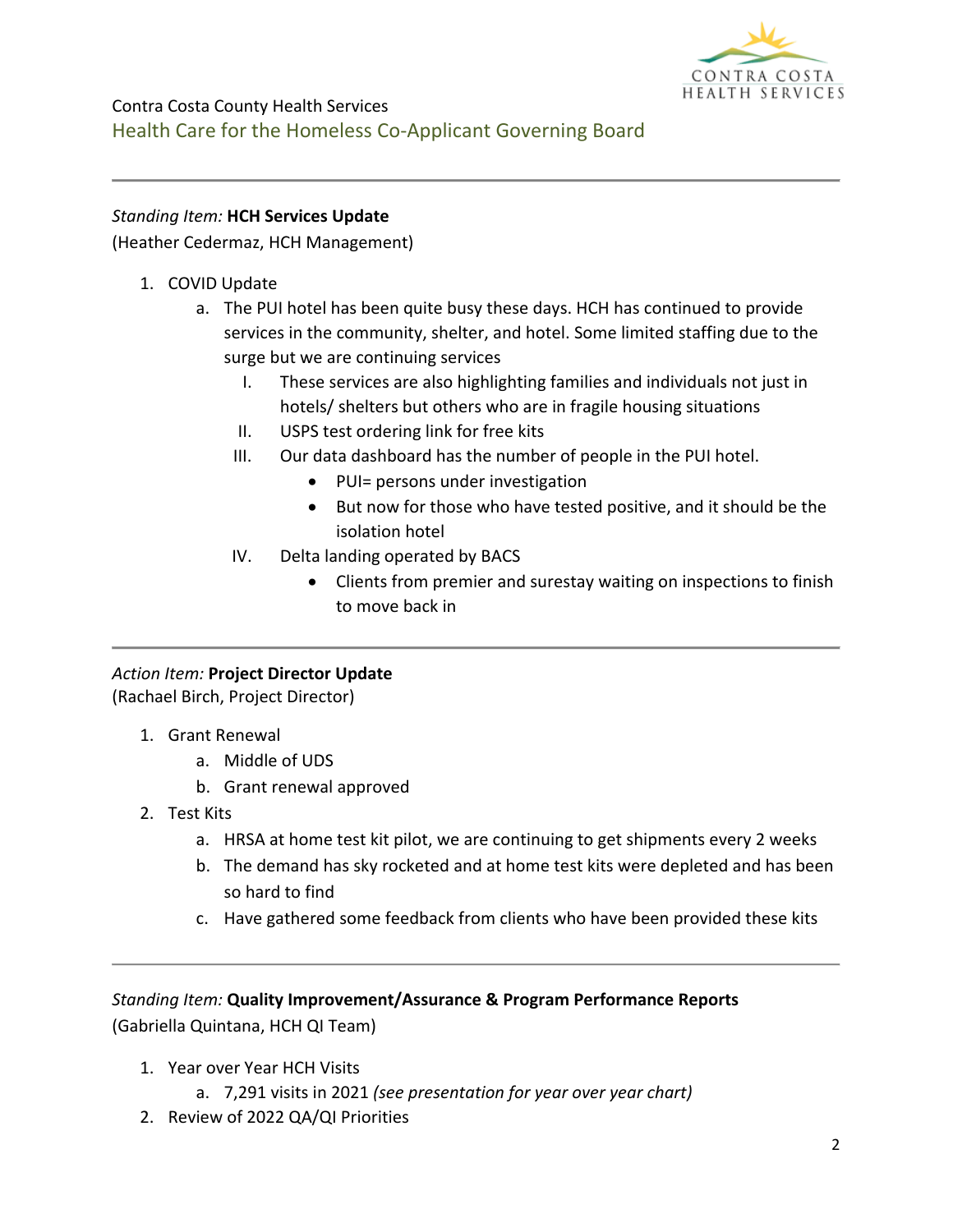Contra Costa County Health Services
Health Care for the Homeless Co-Applicant Governing Board

---

*Standing Item:* **HCH Services Update**
(Heather Cedermaz, HCH Management)

1. COVID Update
   a. The PUI hotel has been quite busy these days. HCH has continued to provide services in the community, shelter, and hotel. Some limited staffing due to the surge but we are continuing services
      I. These services are also highlighting families and individuals not just in hotels/ shelters but others who are in fragile housing situations
      II. USPS test ordering link for free kits
      III. Our data dashboard has the number of people in the PUI hotel.
         - PUI= persons under investigation
         - But now for those who have tested positive, and it should be the isolation hotel
      IV. Delta landing operated by BACS
         - Clients from premier and surestay waiting on inspections to finish to move back in

---

*Action Item:* **Project Director Update**
(Rachael Birch, Project Director)

1. Grant Renewal
   a. Middle of UDS
   b. Grant renewal approved
2. Test Kits
   a. HRSA at home test kit pilot, we are continuing to get shipments every 2 weeks
   b. The demand has sky rocketed and at home test kits were depleted and has been so hard to find
   c. Have gathered some feedback from clients who have been provided these kits

---

*Standing Item:* **Quality Improvement/Assurance & Program Performance Reports**
(Gabriella Quintana, HCH QI Team)

1. Year over Year HCH Visits
   a. 7,291 visits in 2021 *(see presentation for year over year chart)*
2. Review of 2022 QA/QI Priorities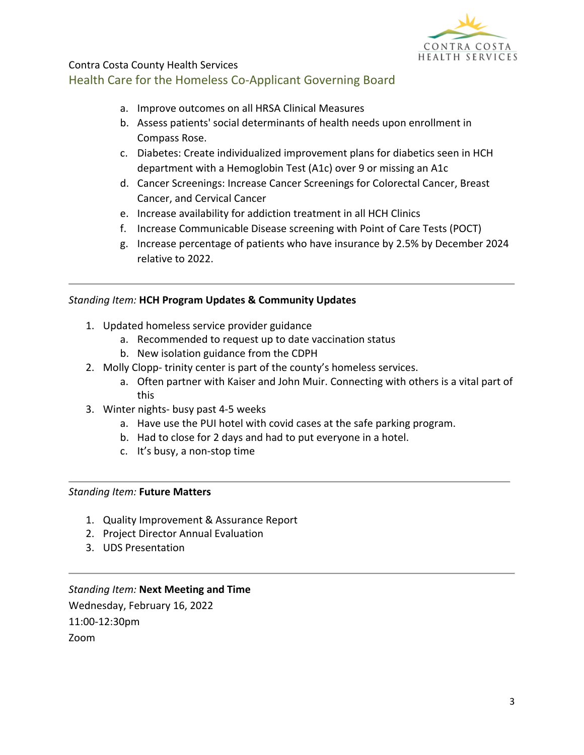Contra Costa County Health Services

## Health Care for the Homeless Co-Applicant Governing Board

   a. Improve outcomes on all HRSA Clinical Measures
   b. Assess patients' social determinants of health needs upon enrollment in Compass Rose.
   c. Diabetes: Create individualized improvement plans for diabetics seen in HCH department with a Hemoglobin Test (A1c) over 9 or missing an A1c
   d. Cancer Screenings: Increase Cancer Screenings for Colorectal Cancer, Breast Cancer, and Cervical Cancer
   e. Increase availability for addiction treatment in all HCH Clinics
   f. Increase Communicable Disease screening with Point of Care Tests (POCT)
   g. Increase percentage of patients who have insurance by 2.5% by December 2024 relative to 2022.

---

*Standing Item:* **HCH Program Updates & Community Updates**

1. Updated homeless service provider guidance
   a. Recommended to request up to date vaccination status
   b. New isolation guidance from the CDPH
2. Molly Clopp- trinity center is part of the county's homeless services.
   a. Often partner with Kaiser and John Muir. Connecting with others is a vital part of this
3. Winter nights- busy past 4-5 weeks
   a. Have use the PUI hotel with covid cases at the safe parking program.
   b. Had to close for 2 days and had to put everyone in a hotel.
   c. It's busy, a non-stop time

---

*Standing Item:* **Future Matters**

1. Quality Improvement & Assurance Report
2. Project Director Annual Evaluation
3. UDS Presentation

---

*Standing Item:* **Next Meeting and Time**

Wednesday, February 16, 2022
11:00-12:30pm
Zoom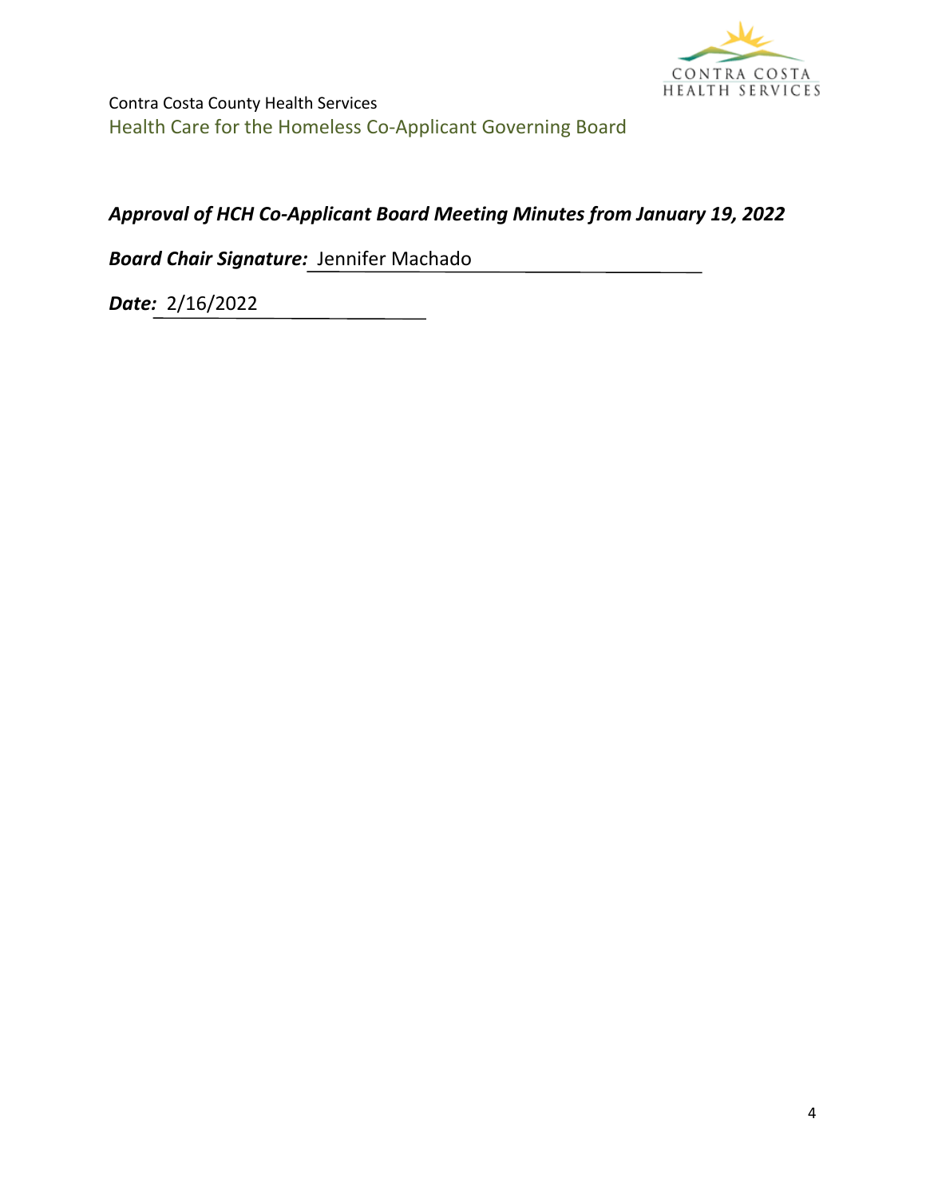Contra Costa County Health Services

Health Care for the Homeless Co-Applicant Governing Board

***Approval of HCH Co-Applicant Board Meeting Minutes from January 19, 2022***

***Board Chair Signature:*** Jennifer Machado

***Date:*** 2/16/2022